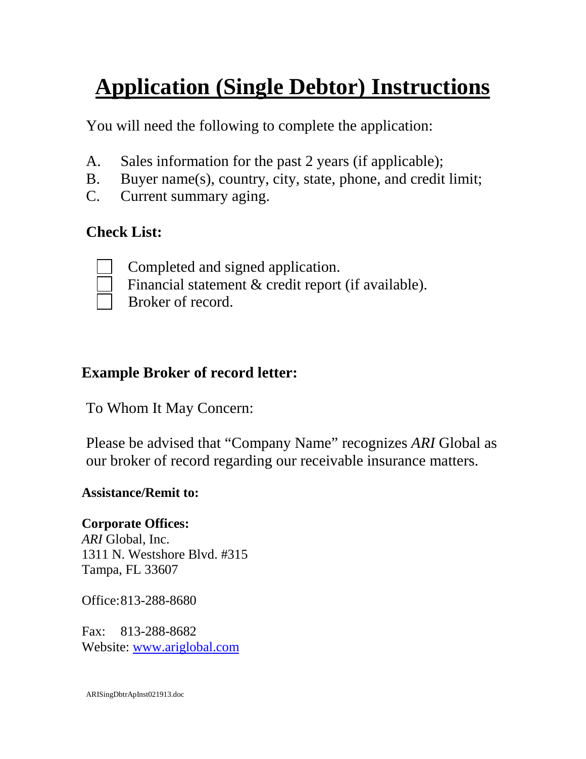# Application (Single Debtor) Instructions

You will need the following to complete the application:

A. Sales information for the past 2 years (if applicable);
B. Buyer name(s), country, city, state, phone, and credit limit;
C. Current summary aging.

**Check List:**

- [ ] Completed and signed application.
- [ ] Financial statement & credit report (if available).
- [ ] Broker of record.

**Example Broker of record letter:**

To Whom It May Concern:

Please be advised that "Company Name" recognizes *ARI* Global as our broker of record regarding our receivable insurance matters.

**Assistance/Remit to:**

**Corporate Offices:**
*ARI* Global, Inc.
1311 N. Westshore Blvd. #315
Tampa, FL 33607

Office: 813-288-8680

Fax: 813-288-8682
Website: [www.ariglobal.com](http://www.ariglobal.com)

ARISingDbtrApInst021913.doc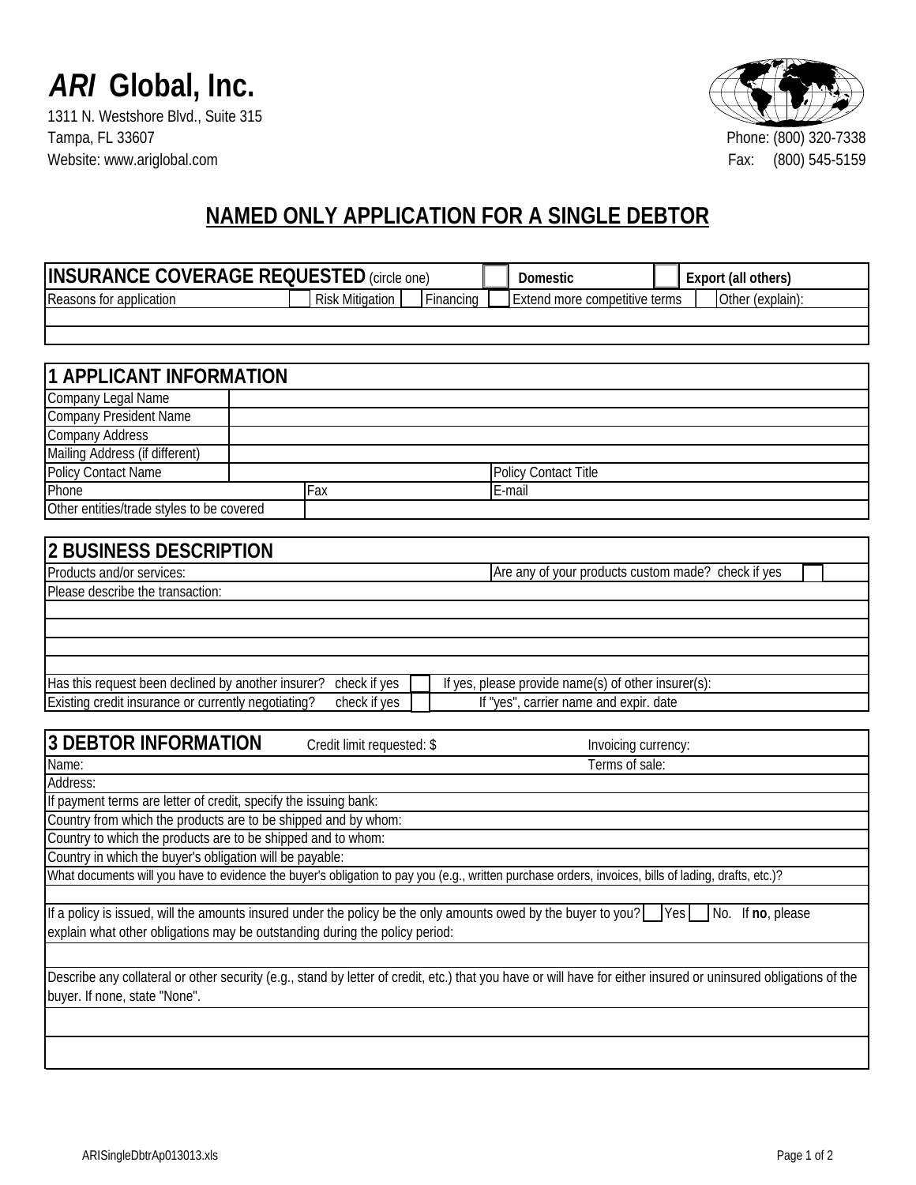# *ARI* Global, Inc.

1311 N. Westshore Blvd., Suite 315
Tampa, FL 33607
Website: www.ariglobal.com

Phone: (800) 320-7338
Fax: (800) 545-5159

## NAMED ONLY APPLICATION FOR A SINGLE DEBTOR

| **INSURANCE COVERAGE REQUESTED** (circle one) | ☐ **Domestic** | ☐ **Export (all others)** | | |
|---|---|---|---|---|
| Reasons for application | ☐ Risk Mitigation | ☐ Financing | ☐ Extend more competitive terms | ☐ Other (explain): |
| | | | | |
| | | | | |

| **1 APPLICANT INFORMATION** | | |
|---|---|---|
| Company Legal Name | | |
| Company President Name | | |
| Company Address | | |
| Mailing Address (if different) | | |
| Policy Contact Name | | Policy Contact Title |
| Phone | Fax | E-mail |
| Other entities/trade styles to be covered | | |

| **2 BUSINESS DESCRIPTION** | |
|---|---|
| Products and/or services: | Are any of your products custom made? check if yes ☐ |
| Please describe the transaction: | |
| | |
| | |
| | |
| | |
| Has this request been declined by another insurer? check if yes ☐ | If yes, please provide name(s) of other insurer(s): |
| Existing credit insurance or currently negotiating? check if yes ☐ | If "yes", carrier name and expir. date |

| **3 DEBTOR INFORMATION** Credit limit requested: $ | Invoicing currency: |
|---|---|
| Name: | Terms of sale: |
| Address: | |
| If payment terms are letter of credit, specify the issuing bank: | |
| Country from which the products are to be shipped and by whom: | |
| Country to which the products are to be shipped and to whom: | |
| Country in which the buyer's obligation will be payable: | |
| What documents will you have to evidence the buyer's obligation to pay you (e.g., written purchase orders, invoices, bills of lading, drafts, etc.)? | |
| | |
| If a policy is issued, will the amounts insured under the policy be the only amounts owed by the buyer to you? ☐ Yes ☐ No. If **no**, please explain what other obligations may be outstanding during the policy period: | |
| | |
| Describe any collateral or other security (e.g., stand by letter of credit, etc.) that you have or will have for either insured or uninsured obligations of the buyer. If none, state "None". | |
| | |
| | |

ARISingleDbtrAp013013.xls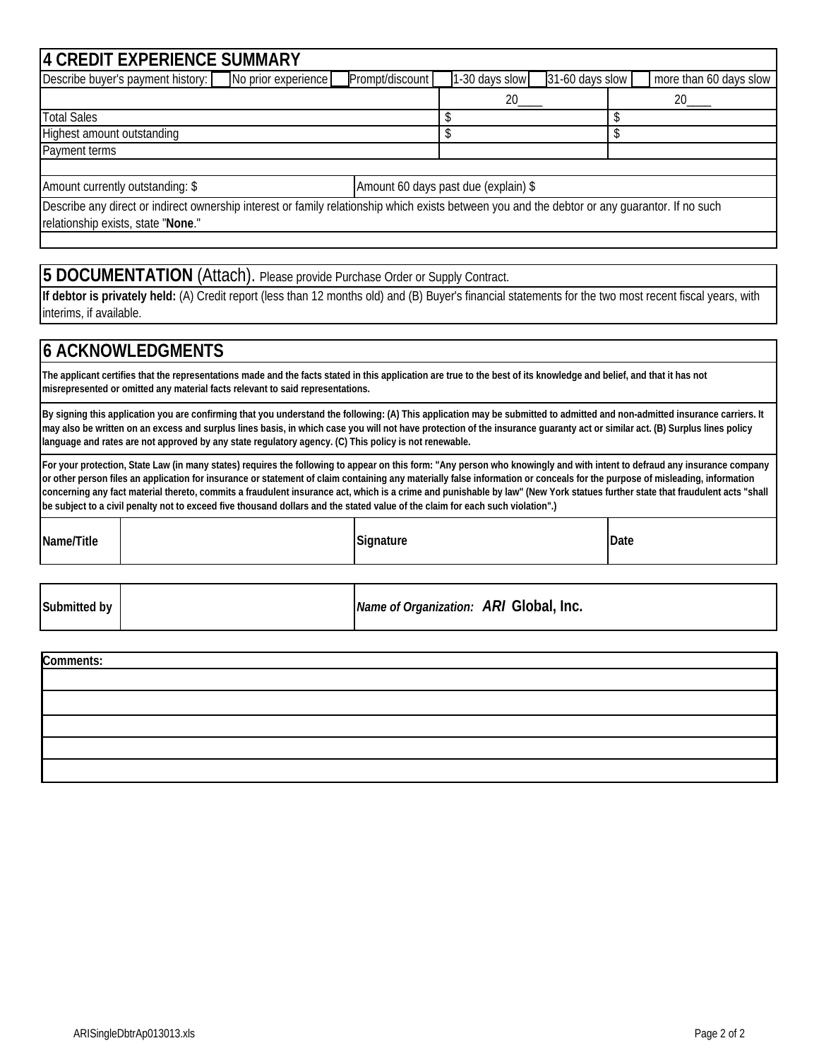## 4 CREDIT EXPERIENCE SUMMARY

Describe buyer's payment history: ☐ No prior experience ☐ Prompt/discount ☐ 1-30 days slow ☐ 31-60 days slow ☐ more than 60 days slow

| | | |
|---|---|---|
| | 20____ | 20____ |
| Total Sales | $ | $ |
| Highest amount outstanding | $ | $ |
| Payment terms | | |

Amount currently outstanding: $

Amount 60 days past due (explain) $

Describe any direct or indirect ownership interest or family relationship which exists between you and the debtor or any guarantor. If no such relationship exists, state "**None**."

## 5 DOCUMENTATION (Attach). Please provide Purchase Order or Supply Contract.

**If debtor is privately held:** (A) Credit report (less than 12 months old) and (B) Buyer's financial statements for the two most recent fiscal years, with interims, if available.

## 6 ACKNOWLEDGMENTS

**The applicant certifies that the representations made and the facts stated in this application are true to the best of its knowledge and belief, and that it has not misrepresented or omitted any material facts relevant to said representations.**

**By signing this application you are confirming that you understand the following: (A) This application may be submitted to admitted and non-admitted insurance carriers. It may also be written on an excess and surplus lines basis, in which case you will not have protection of the insurance guaranty act or similar act. (B) Surplus lines policy language and rates are not approved by any state regulatory agency. (C) This policy is not renewable.**

**For your protection, State Law (in many states) requires the following to appear on this form: "Any person who knowingly and with intent to defraud any insurance company or other person files an application for insurance or statement of claim containing any materially false information or conceals for the purpose of misleading, information concerning any fact material thereto, commits a fraudulent insurance act, which is a crime and punishable by law" (New York statues further state that fraudulent acts "shall be subject to a civil penalty not to exceed five thousand dollars and the stated value of the claim for each such violation".)**

| | | | |
|---|---|---|---|
| **Name/Title** | | **Signature** | **Date** |

| | | |
|---|---|---|
| **Submitted by** | | ***Name of Organization:*** ***ARI*** **Global, Inc.** |

**Comments:**

ARISingleDbtrAp013013.xls